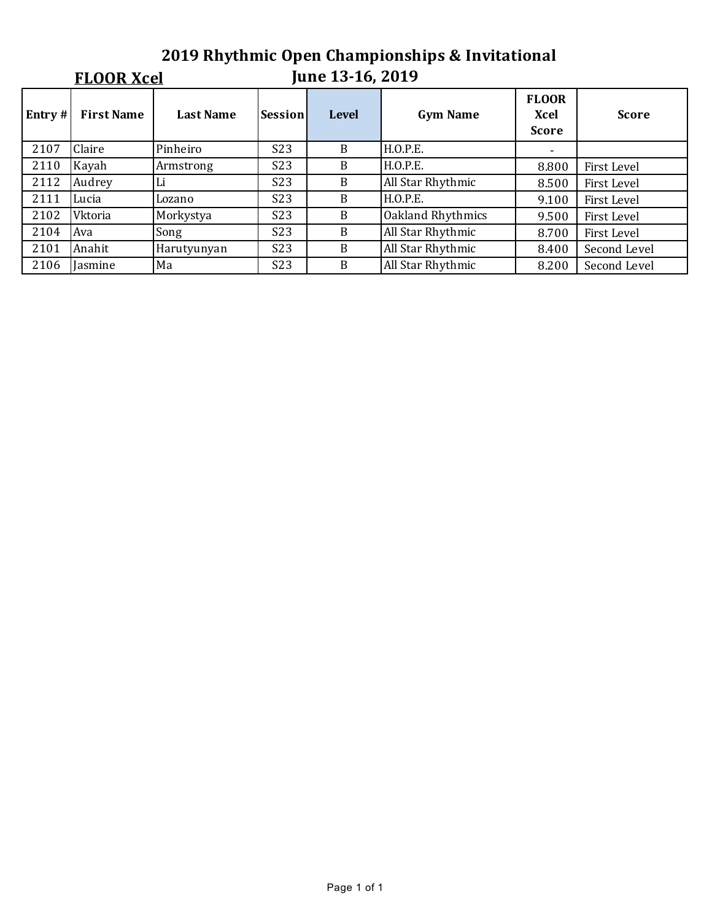# 2019 Rhythmic Open Championships & Invitational

## June 13-16, 2019

**FLOOR Xcel**

| Entry # | First Name | Last Name | Session | Level | Gym Name | FLOOR Xcel Score | Score |
|---|---|---|---|---|---|---|---|
| 2107 | Claire | Pinheiro | S23 | B | H.O.P.E. | - | |
| 2110 | Kayah | Armstrong | S23 | B | H.O.P.E. | 8.800 | First Level |
| 2112 | Audrey | Li | S23 | B | All Star Rhythmic | 8.500 | First Level |
| 2111 | Lucia | Lozano | S23 | B | H.O.P.E. | 9.100 | First Level |
| 2102 | Vktoria | Morkystya | S23 | B | Oakland Rhythmics | 9.500 | First Level |
| 2104 | Ava | Song | S23 | B | All Star Rhythmic | 8.700 | First Level |
| 2101 | Anahit | Harutyunyan | S23 | B | All Star Rhythmic | 8.400 | Second Level |
| 2106 | Jasmine | Ma | S23 | B | All Star Rhythmic | 8.200 | Second Level |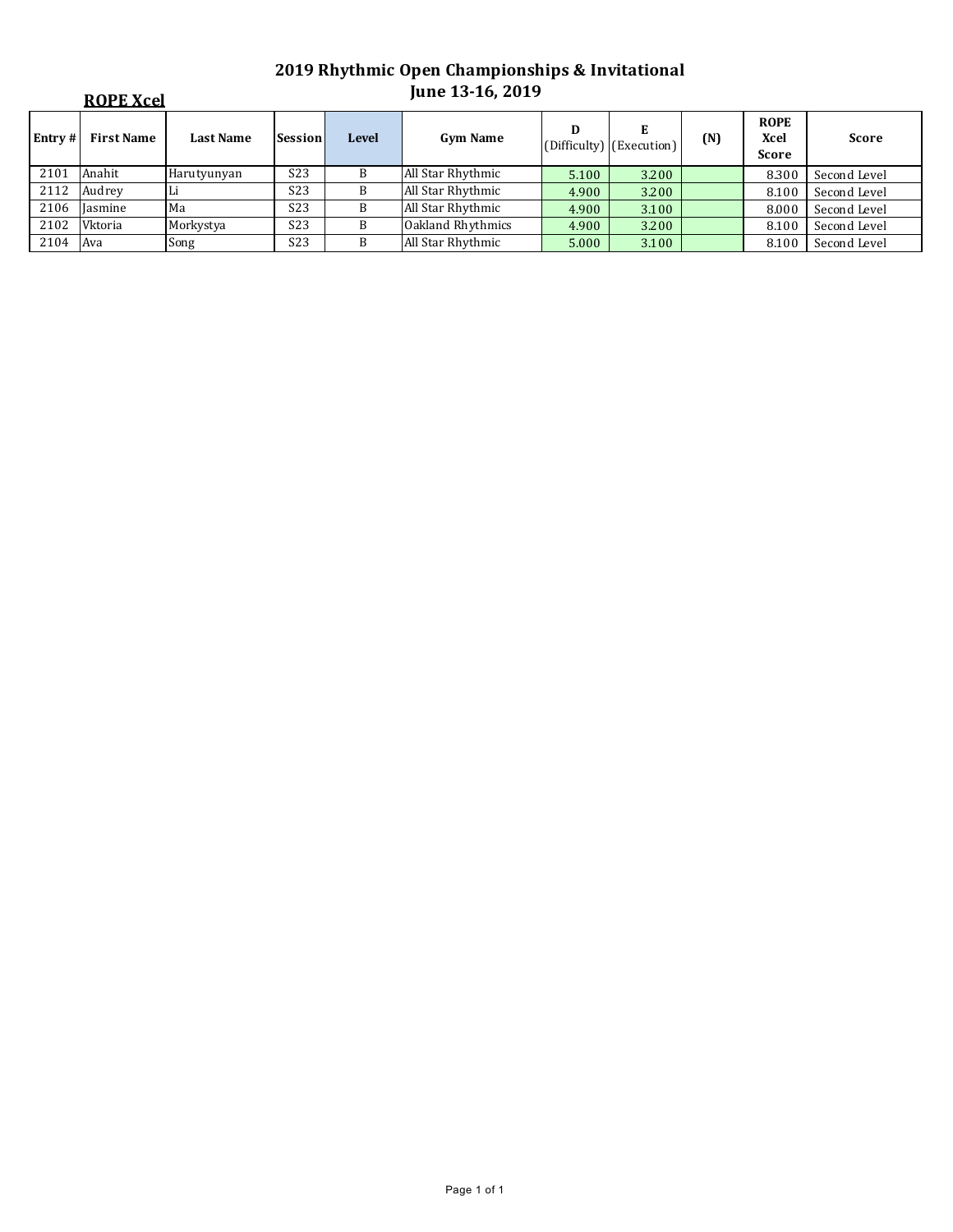# 2019 Rhythmic Open Championships & Invitational
## June 13-16, 2019

### ROPE Xcel

| Entry # | First Name | Last Name | Session | Level | Gym Name | D (Difficulty) | E (Execution) | (N) | ROPE Xcel Score | Score |
|---|---|---|---|---|---|---|---|---|---|---|
| 2101 | Anahit | Harutyunyan | S23 | B | All Star Rhythmic | 5.100 | 3.200 | | 8.300 | Second Level |
| 2112 | Audrey | Li | S23 | B | All Star Rhythmic | 4.900 | 3.200 | | 8.100 | Second Level |
| 2106 | Jasmine | Ma | S23 | B | All Star Rhythmic | 4.900 | 3.100 | | 8.000 | Second Level |
| 2102 | Vktoria | Morkystya | S23 | B | Oakland Rhythmics | 4.900 | 3.200 | | 8.100 | Second Level |
| 2104 | Ava | Song | S23 | B | All Star Rhythmic | 5.000 | 3.100 | | 8.100 | Second Level |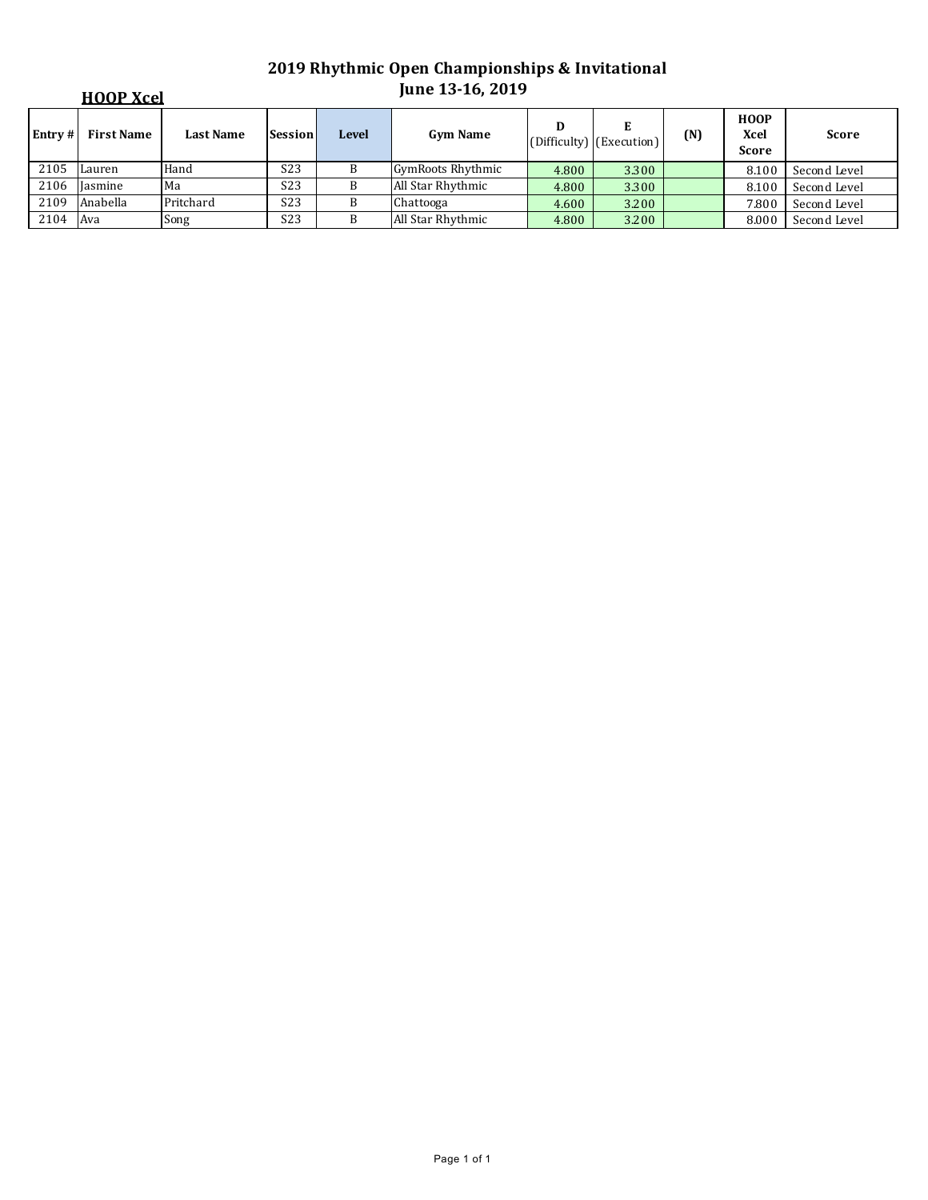# 2019 Rhythmic Open Championships & Invitational
## June 13-16, 2019

### HOOP Xcel

| Entry # | First Name | Last Name | Session | Level | Gym Name | D (Difficulty) | E (Execution) | (N) | HOOP Xcel Score | Score |
|---|---|---|---|---|---|---|---|---|---|---|
| 2105 | Lauren | Hand | S23 | B | GymRoots Rhythmic | 4.800 | 3.300 | | 8.100 | Second Level |
| 2106 | Jasmine | Ma | S23 | B | All Star Rhythmic | 4.800 | 3.300 | | 8.100 | Second Level |
| 2109 | Anabella | Pritchard | S23 | B | Chattooga | 4.600 | 3.200 | | 7.800 | Second Level |
| 2104 | Ava | Song | S23 | B | All Star Rhythmic | 4.800 | 3.200 | | 8.000 | Second Level |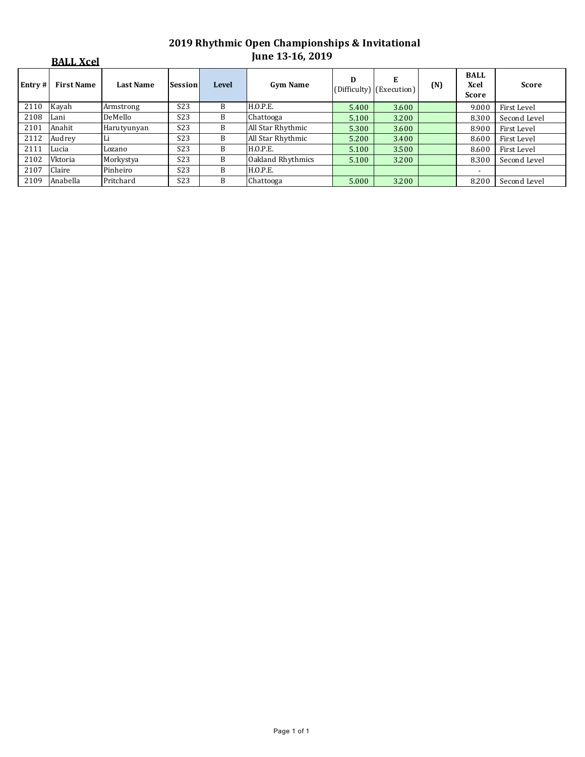# 2019 Rhythmic Open Championships & Invitational
## June 13-16, 2019

**BALL Xcel**

| Entry # | First Name | Last Name | Session | Level | Gym Name | D (Difficulty) | E (Execution) | (N) | BALL Xcel Score | Score |
|---|---|---|---|---|---|---|---|---|---|---|
| 2110 | Kayah | Armstrong | S23 | B | H.O.P.E. | 5.400 | 3.600 | | 9.000 | First Level |
| 2108 | Lani | DeMello | S23 | B | Chattooga | 5.100 | 3.200 | | 8.300 | Second Level |
| 2101 | Anahit | Harutyunyan | S23 | B | All Star Rhythmic | 5.300 | 3.600 | | 8.900 | First Level |
| 2112 | Audrey | Li | S23 | B | All Star Rhythmic | 5.200 | 3.400 | | 8.600 | First Level |
| 2111 | Lucia | Lozano | S23 | B | H.O.P.E. | 5.100 | 3.500 | | 8.600 | First Level |
| 2102 | Vktoria | Morkystya | S23 | B | Oakland Rhythmics | 5.100 | 3.200 | | 8.300 | Second Level |
| 2107 | Claire | Pinheiro | S23 | B | H.O.P.E. | | | | - | |
| 2109 | Anabella | Pritchard | S23 | B | Chattooga | 5.000 | 3.200 | | 8.200 | Second Level |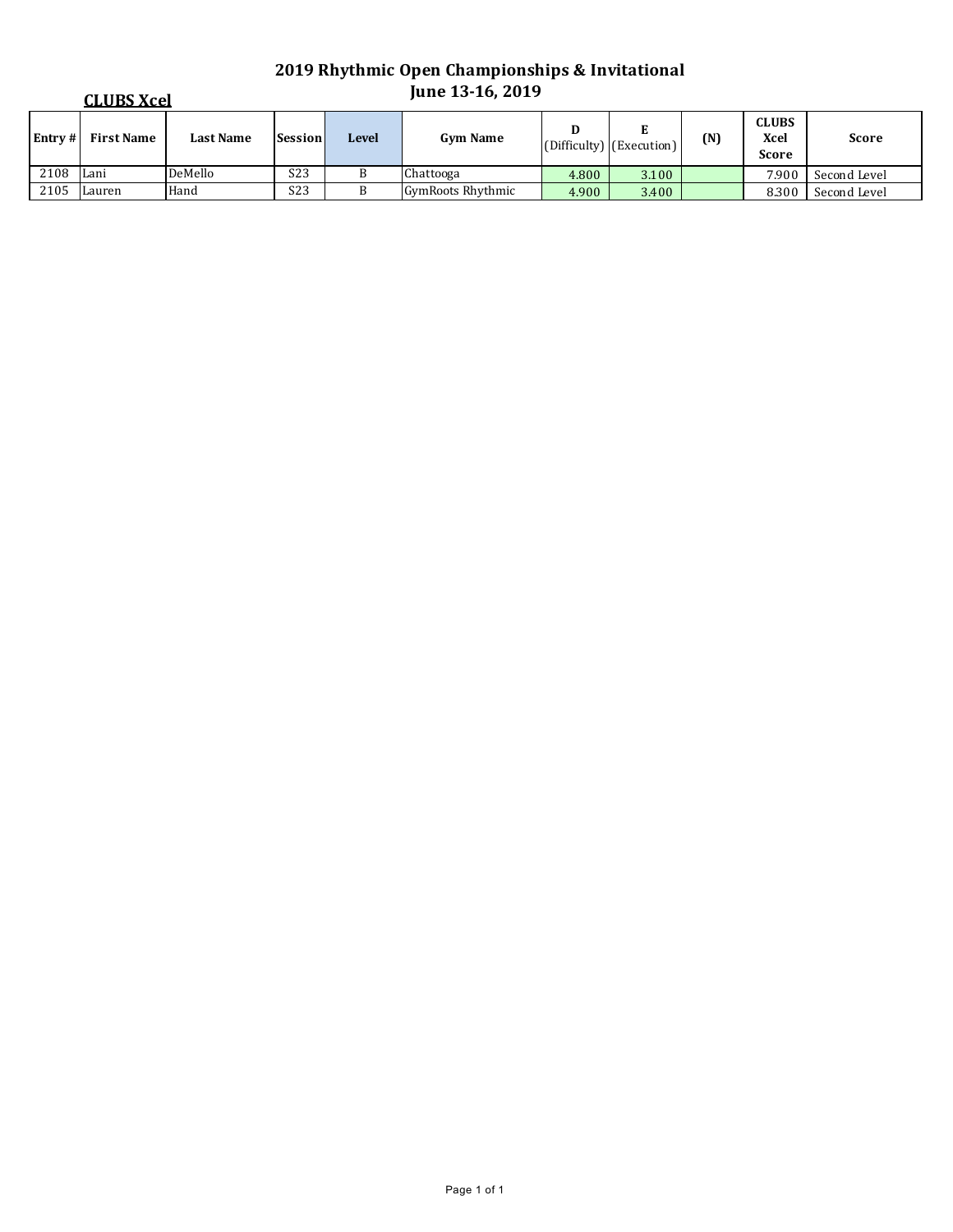# 2019 Rhythmic Open Championships & Invitational
## June 13-16, 2019

**CLUBS Xcel**

| Entry # | First Name | Last Name | Session | Level | Gym Name | D (Difficulty) | E (Execution) | (N) | CLUBS Xcel Score | Score |
|---|---|---|---|---|---|---|---|---|---|---|
| 2108 | Lani | DeMello | S23 | B | Chattooga | 4.800 | 3.100 | | 7.900 | Second Level |
| 2105 | Lauren | Hand | S23 | B | GymRoots Rhythmic | 4.900 | 3.400 | | 8.300 | Second Level |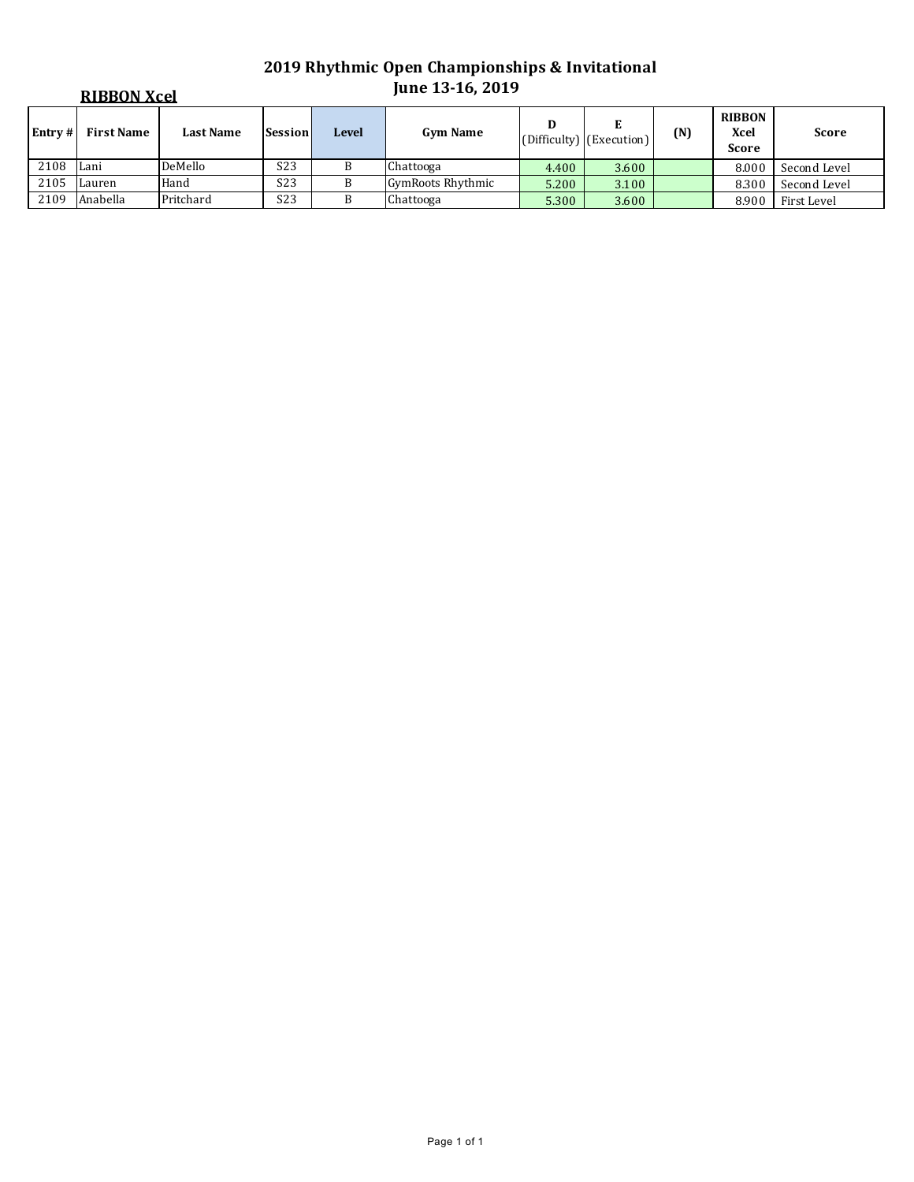# 2019 Rhythmic Open Championships & Invitational
## June 13-16, 2019

**RIBBON Xcel**

| Entry # | First Name | Last Name | Session | Level | Gym Name | D (Difficulty) | E (Execution) | (N) | RIBBON Xcel Score | Score |
|---|---|---|---|---|---|---|---|---|---|---|
| 2108 | Lani | DeMello | S23 | B | Chattooga | 4.400 | 3.600 | | 8.000 | Second Level |
| 2105 | Lauren | Hand | S23 | B | GymRoots Rhythmic | 5.200 | 3.100 | | 8.300 | Second Level |
| 2109 | Anabella | Pritchard | S23 | B | Chattooga | 5.300 | 3.600 | | 8.900 | First Level |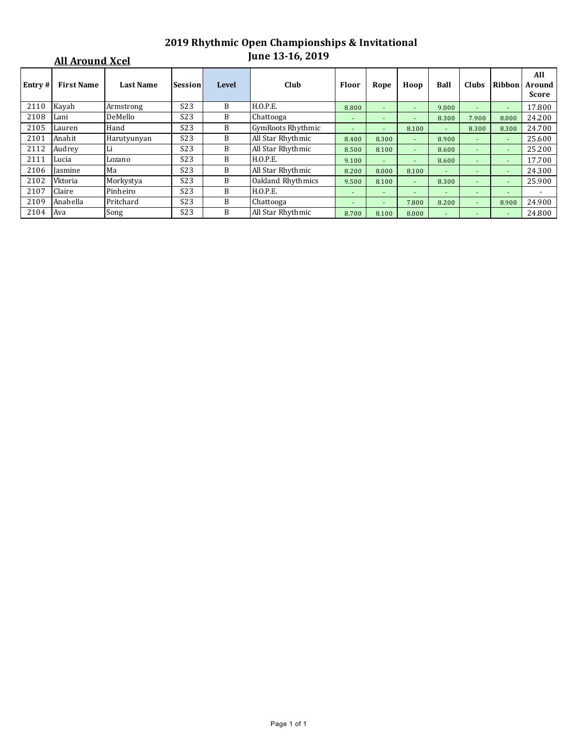# 2019 Rhythmic Open Championships & Invitational
## June 13-16, 2019

**All Around Xcel**

| Entry # | First Name | Last Name | Session | Level | Club | Floor | Rope | Hoop | Ball | Clubs | Ribbon | All Around Score |
|---|---|---|---|---|---|---|---|---|---|---|---|---|
| 2110 | Kayah | Armstrong | S23 | B | H.O.P.E. | 8.800 | - | - | 9.000 | - | - | 17.800 |
| 2108 | Lani | DeMello | S23 | B | Chattooga | - | - | - | 8.300 | 7.900 | 8.000 | 24.200 |
| 2105 | Lauren | Hand | S23 | B | GymRoots Rhythmic | - | - | 8.100 | - | 8.300 | 8.300 | 24.700 |
| 2101 | Anahit | Harutyunyan | S23 | B | All Star Rhythmic | 8.400 | 8.300 | - | 8.900 | - | - | 25.600 |
| 2112 | Audrey | Li | S23 | B | All Star Rhythmic | 8.500 | 8.100 | - | 8.600 | - | - | 25.200 |
| 2111 | Lucia | Lozano | S23 | B | H.O.P.E. | 9.100 | - | - | 8.600 | - | - | 17.700 |
| 2106 | Jasmine | Ma | S23 | B | All Star Rhythmic | 8.200 | 8.000 | 8.100 | - | - | - | 24.300 |
| 2102 | Viktoria | Morkystya | S23 | B | Oakland Rhythmics | 9.500 | 8.100 | - | 8.300 | - | - | 25.900 |
| 2107 | Claire | Pinheiro | S23 | B | H.O.P.E. | - | - | - | - | - | - | - |
| 2109 | Anabella | Pritchard | S23 | B | Chattooga | - | - | 7.800 | 8.200 | - | 8.900 | 24.900 |
| 2104 | Ava | Song | S23 | B | All Star Rhythmic | 8.700 | 8.100 | 8.000 | - | - | - | 24.800 |